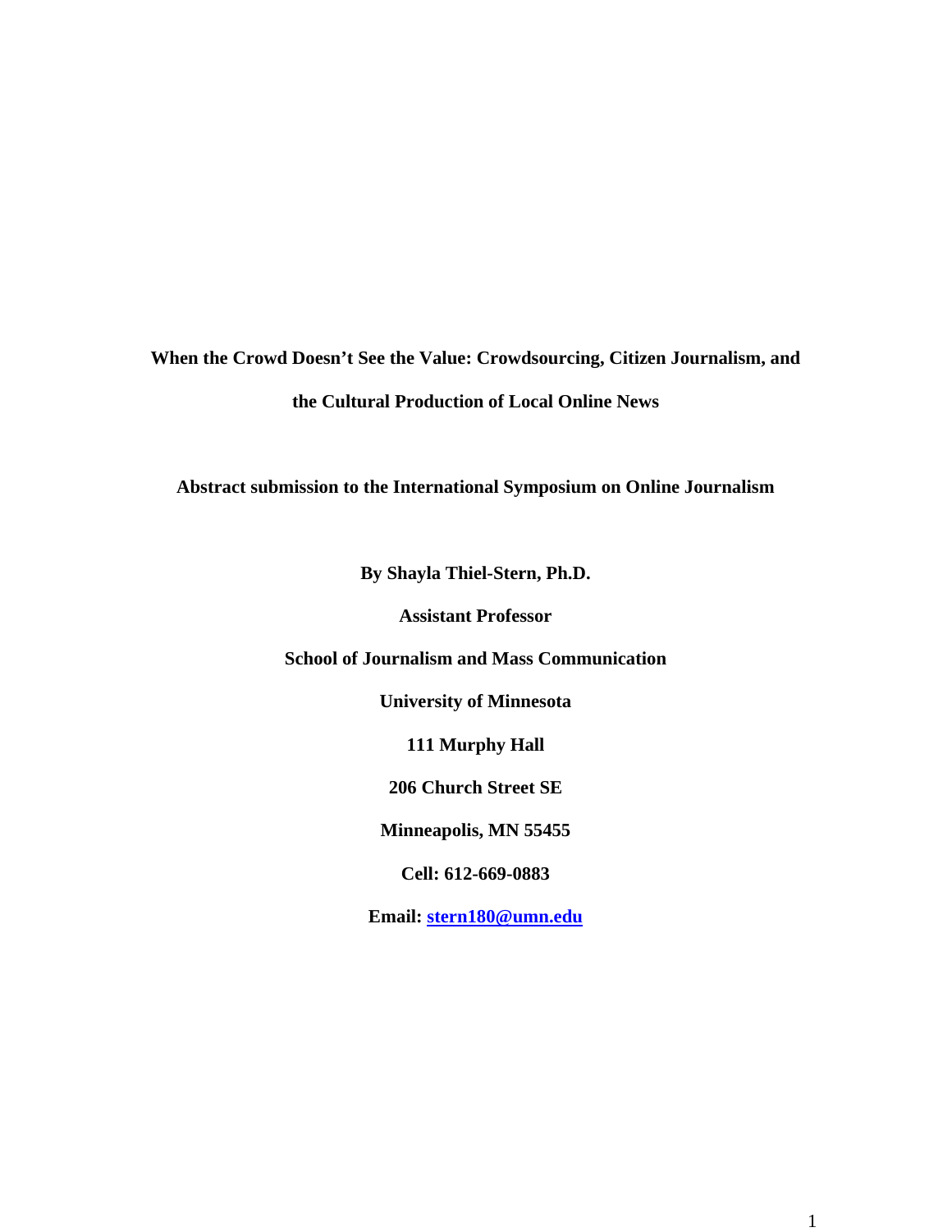**When the Crowd Doesn't See the Value: Crowdsourcing, Citizen Journalism, and the Cultural Production of Local Online News**

**Abstract submission to the International Symposium on Online Journalism**

**By Shayla Thiel-Stern, Ph.D.**

**Assistant Professor**

**School of Journalism and Mass Communication**

**University of Minnesota**

**111 Murphy Hall**

**206 Church Street SE**

**Minneapolis, MN 55455**

**Cell: 612-669-0883**

**Email: stern180@umn.edu**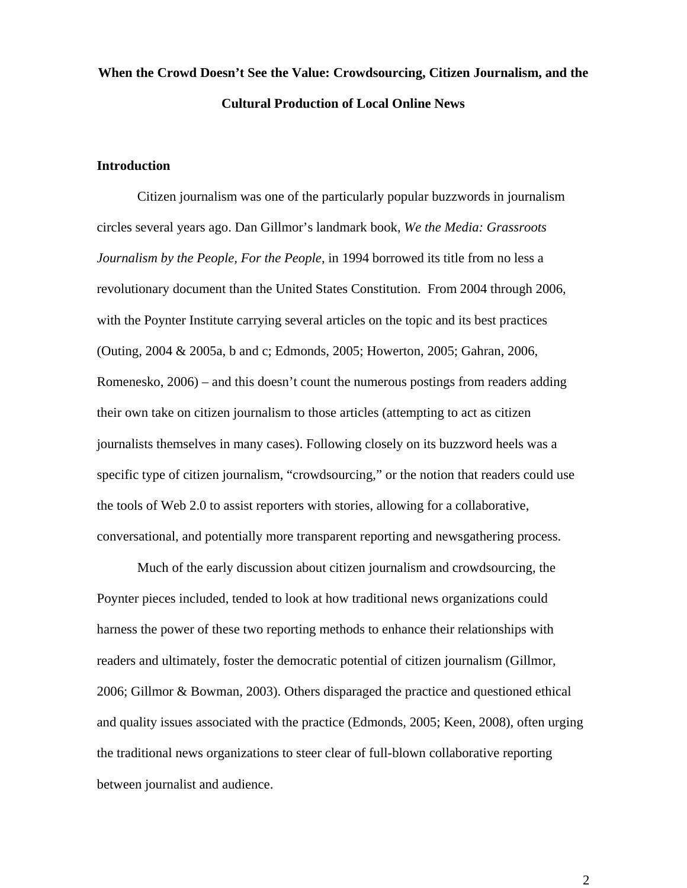**When the Crowd Doesn't See the Value: Crowdsourcing, Citizen Journalism, and the Cultural Production of Local Online News**

## Introduction

Citizen journalism was one of the particularly popular buzzwords in journalism circles several years ago. Dan Gillmor's landmark book, *We the Media: Grassroots Journalism by the People, For the People*, in 1994 borrowed its title from no less a revolutionary document than the United States Constitution. From 2004 through 2006, with the Poynter Institute carrying several articles on the topic and its best practices (Outing, 2004 & 2005a, b and c; Edmonds, 2005; Howerton, 2005; Gahran, 2006, Romenesko, 2006) – and this doesn't count the numerous postings from readers adding their own take on citizen journalism to those articles (attempting to act as citizen journalists themselves in many cases). Following closely on its buzzword heels was a specific type of citizen journalism, "crowdsourcing," or the notion that readers could use the tools of Web 2.0 to assist reporters with stories, allowing for a collaborative, conversational, and potentially more transparent reporting and newsgathering process.

Much of the early discussion about citizen journalism and crowdsourcing, the Poynter pieces included, tended to look at how traditional news organizations could harness the power of these two reporting methods to enhance their relationships with readers and ultimately, foster the democratic potential of citizen journalism (Gillmor, 2006; Gillmor & Bowman, 2003). Others disparaged the practice and questioned ethical and quality issues associated with the practice (Edmonds, 2005; Keen, 2008), often urging the traditional news organizations to steer clear of full-blown collaborative reporting between journalist and audience.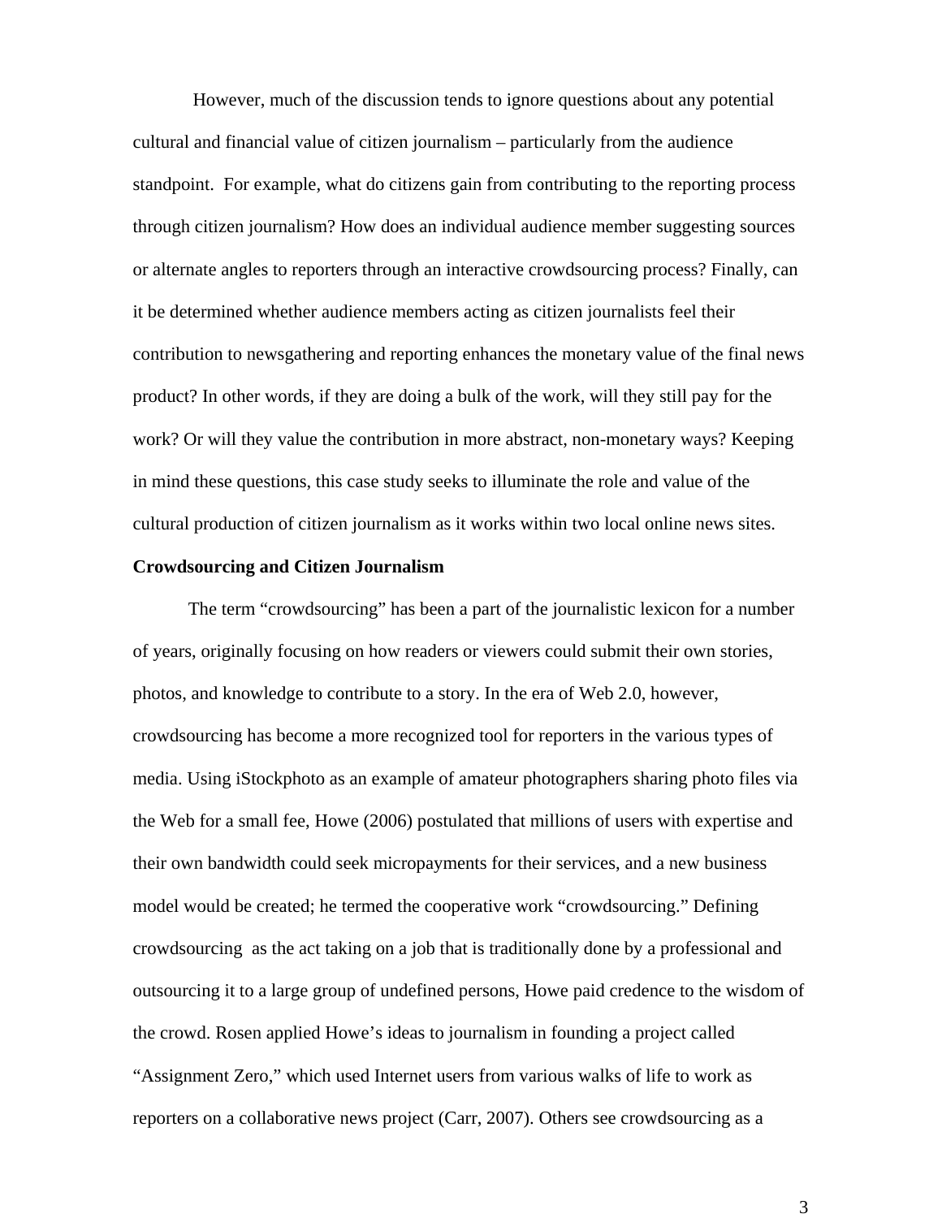However, much of the discussion tends to ignore questions about any potential cultural and financial value of citizen journalism – particularly from the audience standpoint. For example, what do citizens gain from contributing to the reporting process through citizen journalism? How does an individual audience member suggesting sources or alternate angles to reporters through an interactive crowdsourcing process? Finally, can it be determined whether audience members acting as citizen journalists feel their contribution to newsgathering and reporting enhances the monetary value of the final news product? In other words, if they are doing a bulk of the work, will they still pay for the work? Or will they value the contribution in more abstract, non-monetary ways? Keeping in mind these questions, this case study seeks to illuminate the role and value of the cultural production of citizen journalism as it works within two local online news sites.

**Crowdsourcing and Citizen Journalism**

The term "crowdsourcing" has been a part of the journalistic lexicon for a number of years, originally focusing on how readers or viewers could submit their own stories, photos, and knowledge to contribute to a story. In the era of Web 2.0, however, crowdsourcing has become a more recognized tool for reporters in the various types of media. Using iStockphoto as an example of amateur photographers sharing photo files via the Web for a small fee, Howe (2006) postulated that millions of users with expertise and their own bandwidth could seek micropayments for their services, and a new business model would be created; he termed the cooperative work "crowdsourcing." Defining crowdsourcing as the act taking on a job that is traditionally done by a professional and outsourcing it to a large group of undefined persons, Howe paid credence to the wisdom of the crowd. Rosen applied Howe's ideas to journalism in founding a project called "Assignment Zero," which used Internet users from various walks of life to work as reporters on a collaborative news project (Carr, 2007). Others see crowdsourcing as a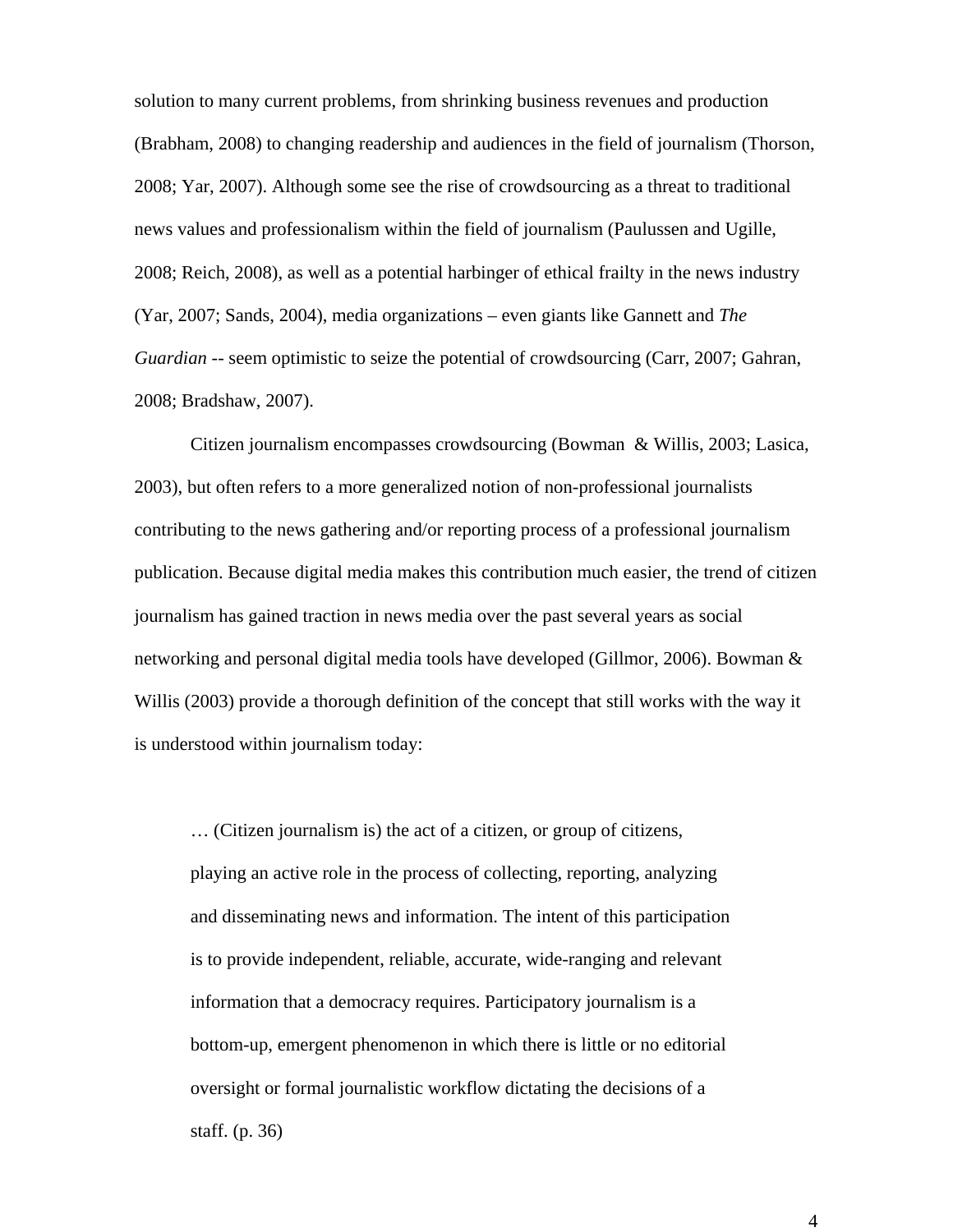solution to many current problems, from shrinking business revenues and production (Brabham, 2008) to changing readership and audiences in the field of journalism (Thorson, 2008; Yar, 2007). Although some see the rise of crowdsourcing as a threat to traditional news values and professionalism within the field of journalism (Paulussen and Ugille, 2008; Reich, 2008), as well as a potential harbinger of ethical frailty in the news industry (Yar, 2007; Sands, 2004), media organizations – even giants like Gannett and *The Guardian* -- seem optimistic to seize the potential of crowdsourcing (Carr, 2007; Gahran, 2008; Bradshaw, 2007).

Citizen journalism encompasses crowdsourcing (Bowman & Willis, 2003; Lasica, 2003), but often refers to a more generalized notion of non-professional journalists contributing to the news gathering and/or reporting process of a professional journalism publication. Because digital media makes this contribution much easier, the trend of citizen journalism has gained traction in news media over the past several years as social networking and personal digital media tools have developed (Gillmor, 2006). Bowman & Willis (2003) provide a thorough definition of the concept that still works with the way it is understood within journalism today:

> … (Citizen journalism is) the act of a citizen, or group of citizens, playing an active role in the process of collecting, reporting, analyzing and disseminating news and information. The intent of this participation is to provide independent, reliable, accurate, wide-ranging and relevant information that a democracy requires. Participatory journalism is a bottom-up, emergent phenomenon in which there is little or no editorial oversight or formal journalistic workflow dictating the decisions of a staff. (p. 36)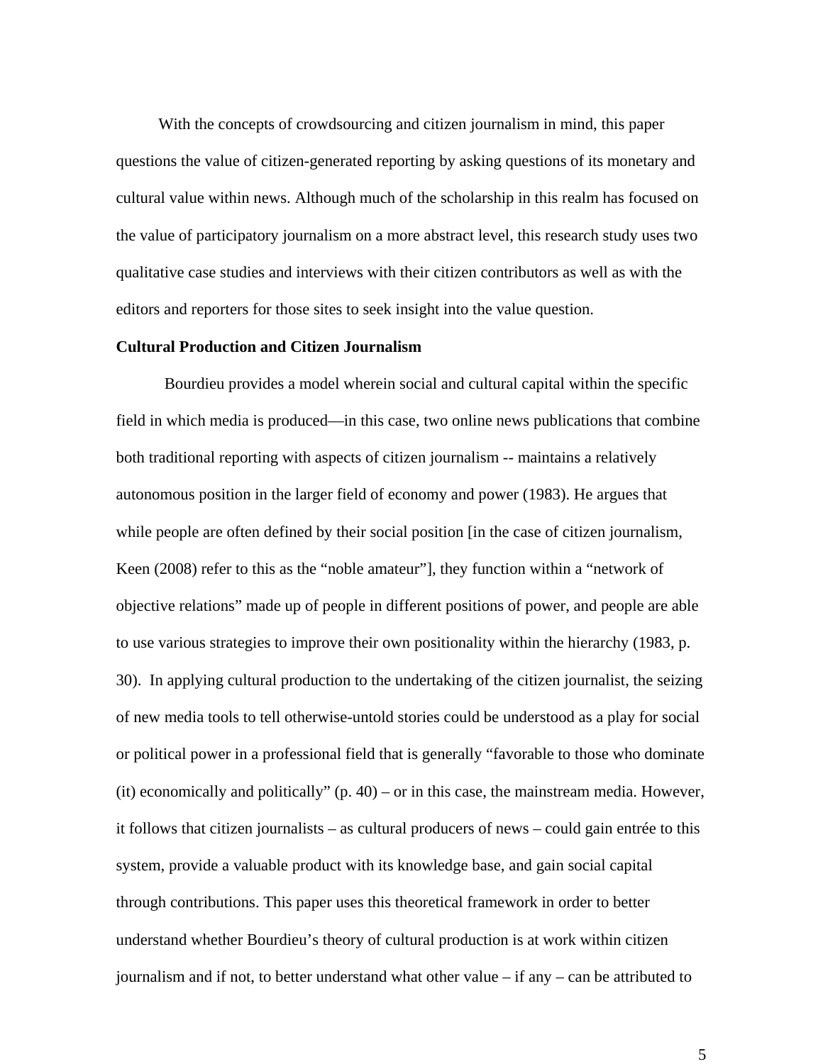With the concepts of crowdsourcing and citizen journalism in mind, this paper questions the value of citizen-generated reporting by asking questions of its monetary and cultural value within news. Although much of the scholarship in this realm has focused on the value of participatory journalism on a more abstract level, this research study uses two qualitative case studies and interviews with their citizen contributors as well as with the editors and reporters for those sites to seek insight into the value question.

**Cultural Production and Citizen Journalism**

Bourdieu provides a model wherein social and cultural capital within the specific field in which media is produced—in this case, two online news publications that combine both traditional reporting with aspects of citizen journalism -- maintains a relatively autonomous position in the larger field of economy and power (1983). He argues that while people are often defined by their social position [in the case of citizen journalism, Keen (2008) refer to this as the "noble amateur"], they function within a "network of objective relations" made up of people in different positions of power, and people are able to use various strategies to improve their own positionality within the hierarchy (1983, p. 30). In applying cultural production to the undertaking of the citizen journalist, the seizing of new media tools to tell otherwise-untold stories could be understood as a play for social or political power in a professional field that is generally "favorable to those who dominate (it) economically and politically" (p. 40) – or in this case, the mainstream media. However, it follows that citizen journalists – as cultural producers of news – could gain entrée to this system, provide a valuable product with its knowledge base, and gain social capital through contributions. This paper uses this theoretical framework in order to better understand whether Bourdieu's theory of cultural production is at work within citizen journalism and if not, to better understand what other value – if any – can be attributed to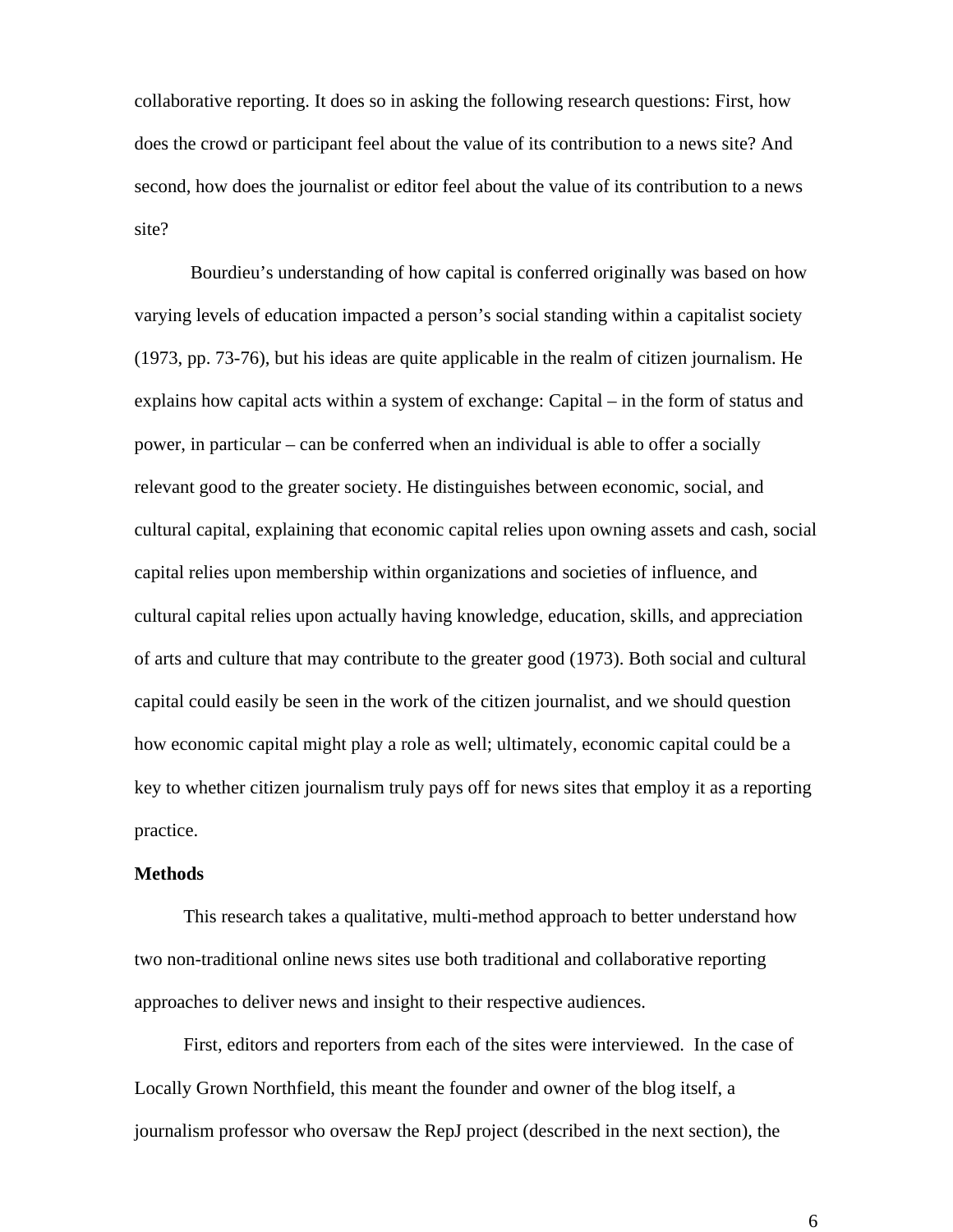collaborative reporting. It does so in asking the following research questions: First, how does the crowd or participant feel about the value of its contribution to a news site? And second, how does the journalist or editor feel about the value of its contribution to a news site?

Bourdieu's understanding of how capital is conferred originally was based on how varying levels of education impacted a person's social standing within a capitalist society (1973, pp. 73-76), but his ideas are quite applicable in the realm of citizen journalism. He explains how capital acts within a system of exchange: Capital – in the form of status and power, in particular – can be conferred when an individual is able to offer a socially relevant good to the greater society. He distinguishes between economic, social, and cultural capital, explaining that economic capital relies upon owning assets and cash, social capital relies upon membership within organizations and societies of influence, and cultural capital relies upon actually having knowledge, education, skills, and appreciation of arts and culture that may contribute to the greater good (1973). Both social and cultural capital could easily be seen in the work of the citizen journalist, and we should question how economic capital might play a role as well; ultimately, economic capital could be a key to whether citizen journalism truly pays off for news sites that employ it as a reporting practice.

**Methods**

This research takes a qualitative, multi-method approach to better understand how two non-traditional online news sites use both traditional and collaborative reporting approaches to deliver news and insight to their respective audiences.

First, editors and reporters from each of the sites were interviewed. In the case of Locally Grown Northfield, this meant the founder and owner of the blog itself, a journalism professor who oversaw the RepJ project (described in the next section), the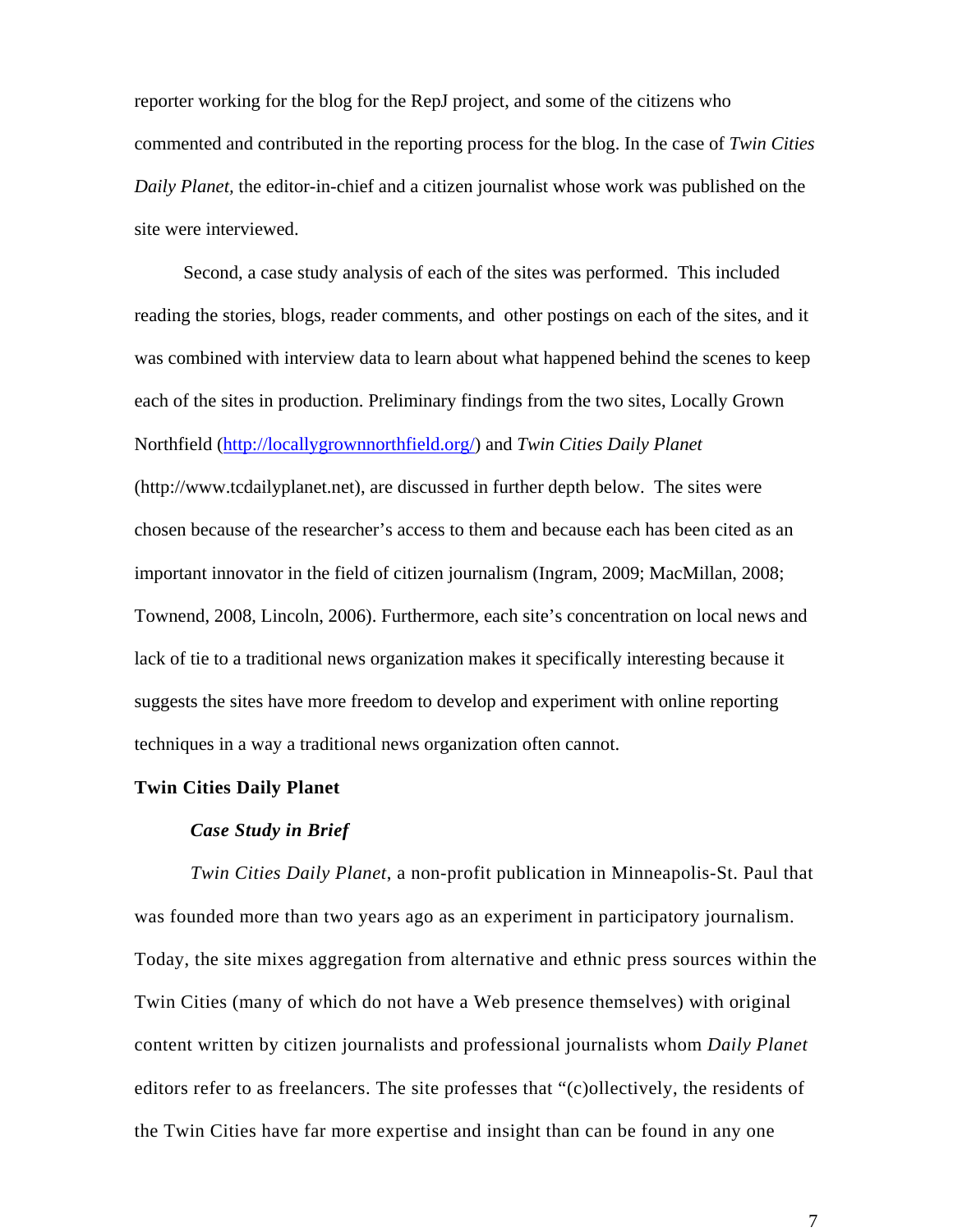reporter working for the blog for the RepJ project, and some of the citizens who commented and contributed in the reporting process for the blog. In the case of *Twin Cities Daily Planet*, the editor-in-chief and a citizen journalist whose work was published on the site were interviewed.

Second, a case study analysis of each of the sites was performed. This included reading the stories, blogs, reader comments, and other postings on each of the sites, and it was combined with interview data to learn about what happened behind the scenes to keep each of the sites in production. Preliminary findings from the two sites, Locally Grown Northfield (http://locallygrownnorthfield.org/) and *Twin Cities Daily Planet* (http://www.tcdailyplanet.net), are discussed in further depth below. The sites were chosen because of the researcher's access to them and because each has been cited as an important innovator in the field of citizen journalism (Ingram, 2009; MacMillan, 2008; Townend, 2008, Lincoln, 2006). Furthermore, each site's concentration on local news and lack of tie to a traditional news organization makes it specifically interesting because it suggests the sites have more freedom to develop and experiment with online reporting techniques in a way a traditional news organization often cannot.

**Twin Cities Daily Planet**

***Case Study in Brief***

*Twin Cities Daily Planet*, a non-profit publication in Minneapolis-St. Paul that was founded more than two years ago as an experiment in participatory journalism. Today, the site mixes aggregation from alternative and ethnic press sources within the Twin Cities (many of which do not have a Web presence themselves) with original content written by citizen journalists and professional journalists whom *Daily Planet* editors refer to as freelancers. The site professes that "(c)ollectively, the residents of the Twin Cities have far more expertise and insight than can be found in any one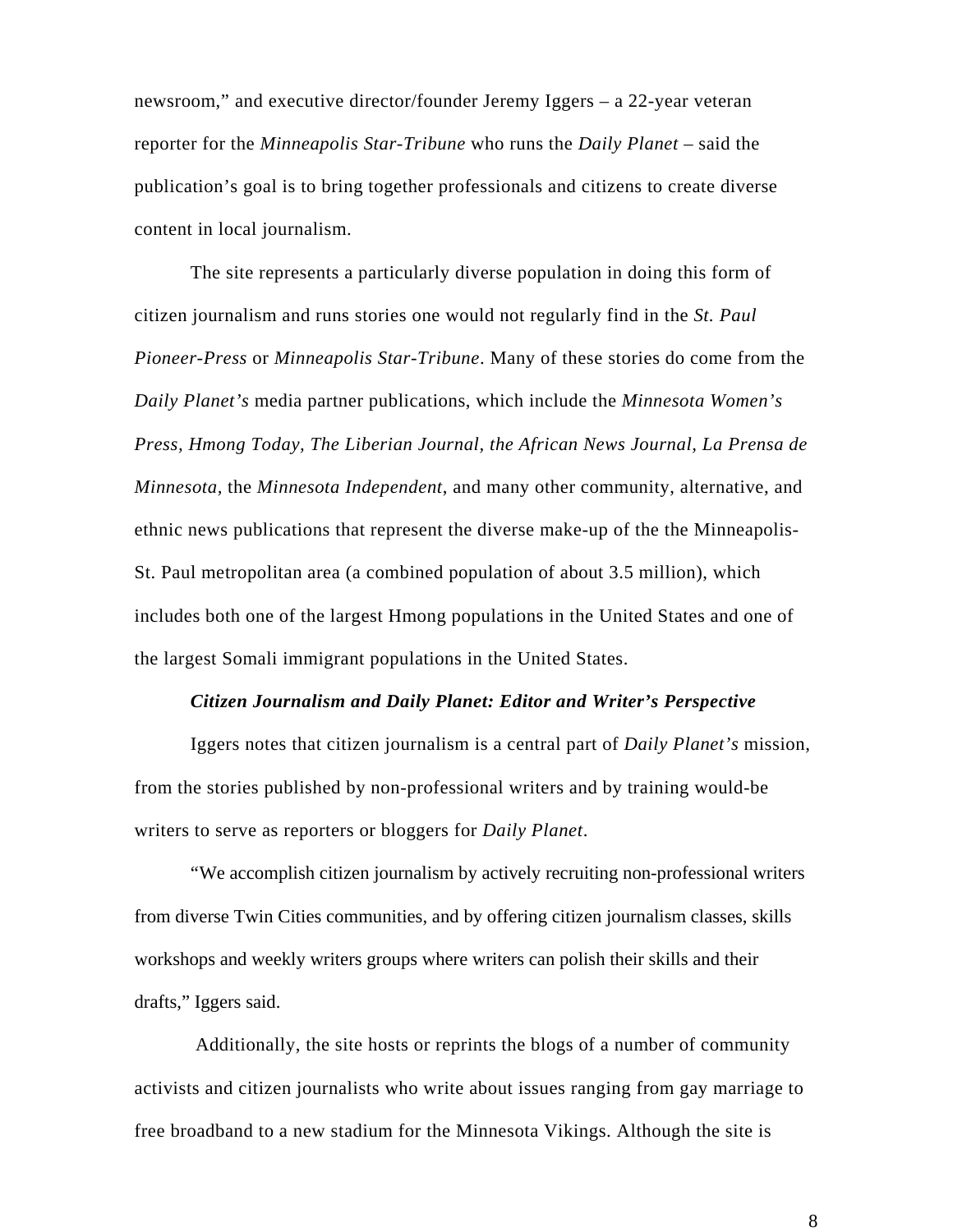newsroom," and executive director/founder Jeremy Iggers – a 22-year veteran reporter for the *Minneapolis Star-Tribune* who runs the *Daily Planet* – said the publication's goal is to bring together professionals and citizens to create diverse content in local journalism.

The site represents a particularly diverse population in doing this form of citizen journalism and runs stories one would not regularly find in the *St. Paul Pioneer-Press* or *Minneapolis Star-Tribune*. Many of these stories do come from the *Daily Planet's* media partner publications, which include the *Minnesota Women's Press, Hmong Today, The Liberian Journal, the African News Journal, La Prensa de Minnesota,* the *Minnesota Independent*, and many other community, alternative, and ethnic news publications that represent the diverse make-up of the the Minneapolis-St. Paul metropolitan area (a combined population of about 3.5 million), which includes both one of the largest Hmong populations in the United States and one of the largest Somali immigrant populations in the United States.

***Citizen Journalism and Daily Planet: Editor and Writer's Perspective***

Iggers notes that citizen journalism is a central part of *Daily Planet's* mission, from the stories published by non-professional writers and by training would-be writers to serve as reporters or bloggers for *Daily Planet*.

"We accomplish citizen journalism by actively recruiting non-professional writers from diverse Twin Cities communities, and by offering citizen journalism classes, skills workshops and weekly writers groups where writers can polish their skills and their drafts," Iggers said.

Additionally, the site hosts or reprints the blogs of a number of community activists and citizen journalists who write about issues ranging from gay marriage to free broadband to a new stadium for the Minnesota Vikings. Although the site is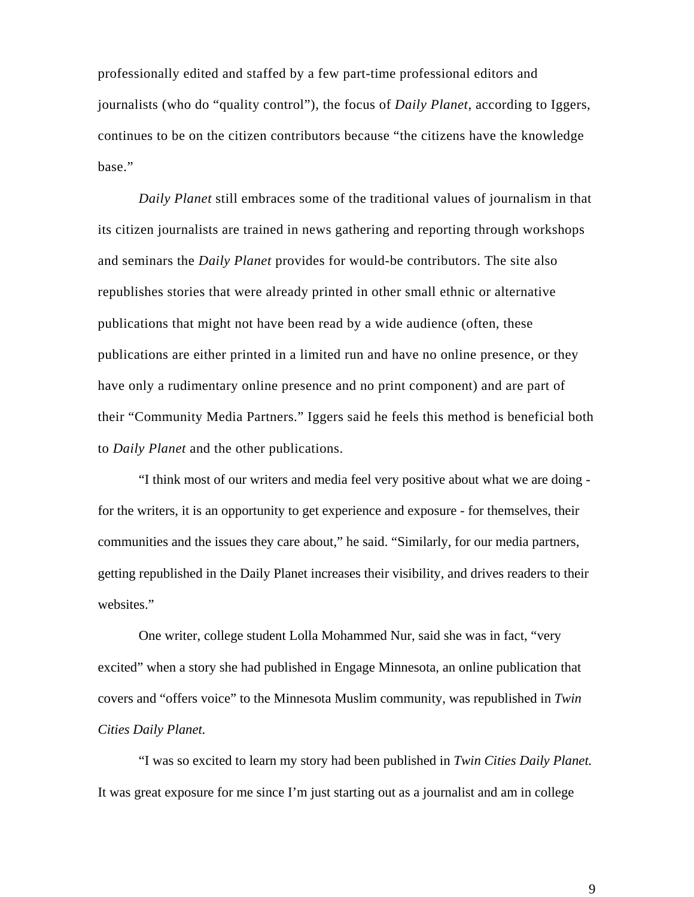professionally edited and staffed by a few part-time professional editors and journalists (who do "quality control"), the focus of *Daily Planet,* according to Iggers, continues to be on the citizen contributors because "the citizens have the knowledge base."

*Daily Planet* still embraces some of the traditional values of journalism in that its citizen journalists are trained in news gathering and reporting through workshops and seminars the *Daily Planet* provides for would-be contributors. The site also republishes stories that were already printed in other small ethnic or alternative publications that might not have been read by a wide audience (often, these publications are either printed in a limited run and have no online presence, or they have only a rudimentary online presence and no print component) and are part of their "Community Media Partners." Iggers said he feels this method is beneficial both to *Daily Planet* and the other publications.

"I think most of our writers and media feel very positive about what we are doing - for the writers, it is an opportunity to get experience and exposure - for themselves, their communities and the issues they care about," he said. "Similarly, for our media partners, getting republished in the Daily Planet increases their visibility, and drives readers to their websites."

One writer, college student Lolla Mohammed Nur, said she was in fact, "very excited" when a story she had published in Engage Minnesota, an online publication that covers and "offers voice" to the Minnesota Muslim community, was republished in *Twin Cities Daily Planet.*

"I was so excited to learn my story had been published in *Twin Cities Daily Planet.* It was great exposure for me since I'm just starting out as a journalist and am in college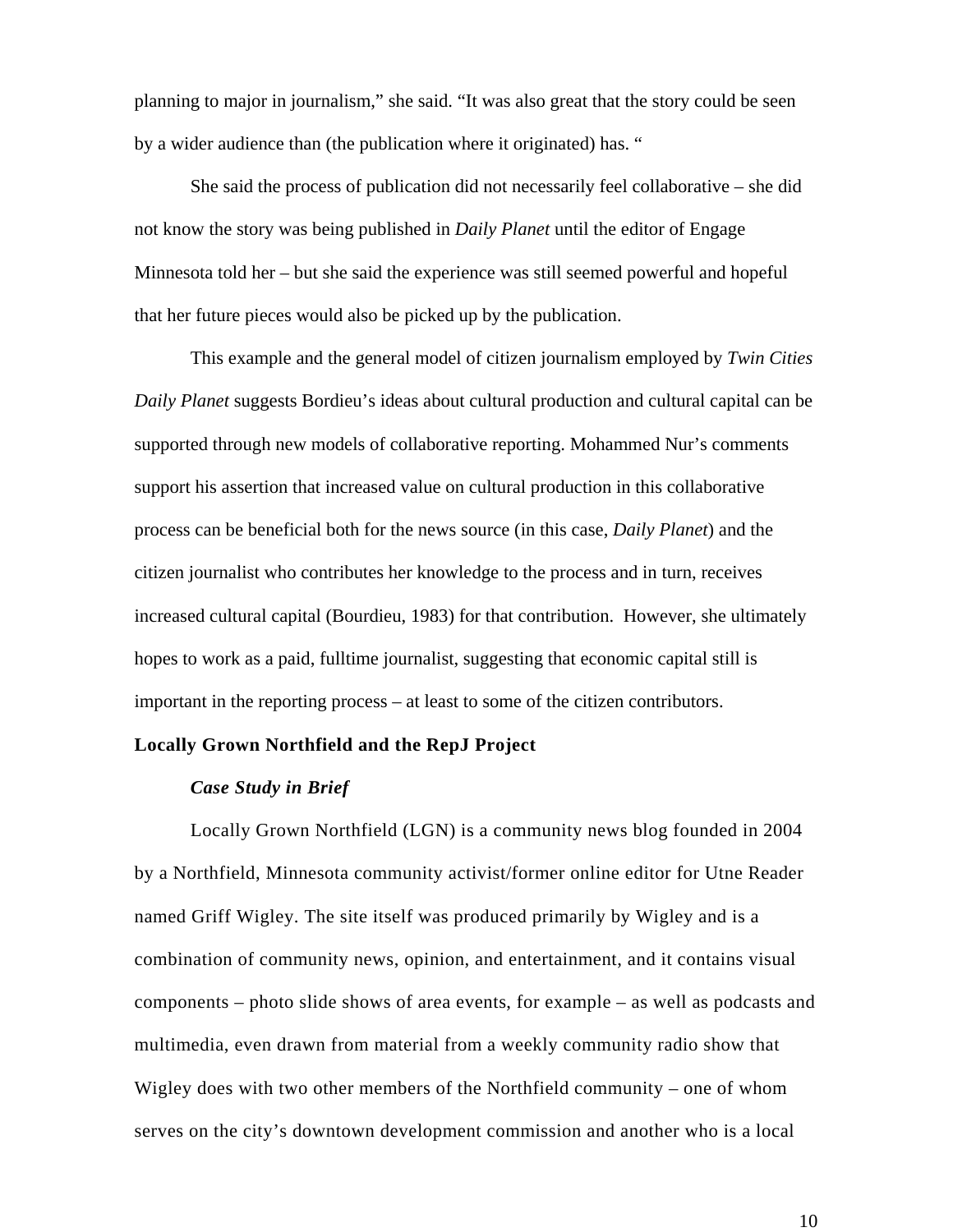planning to major in journalism," she said. "It was also great that the story could be seen by a wider audience than (the publication where it originated) has. "

She said the process of publication did not necessarily feel collaborative – she did not know the story was being published in *Daily Planet* until the editor of Engage Minnesota told her – but she said the experience was still seemed powerful and hopeful that her future pieces would also be picked up by the publication.

This example and the general model of citizen journalism employed by *Twin Cities Daily Planet* suggests Bordieu's ideas about cultural production and cultural capital can be supported through new models of collaborative reporting. Mohammed Nur's comments support his assertion that increased value on cultural production in this collaborative process can be beneficial both for the news source (in this case, *Daily Planet*) and the citizen journalist who contributes her knowledge to the process and in turn, receives increased cultural capital (Bourdieu, 1983) for that contribution. However, she ultimately hopes to work as a paid, fulltime journalist, suggesting that economic capital still is important in the reporting process – at least to some of the citizen contributors.

**Locally Grown Northfield and the RepJ Project**

***Case Study in Brief***

Locally Grown Northfield (LGN) is a community news blog founded in 2004 by a Northfield, Minnesota community activist/former online editor for Utne Reader named Griff Wigley. The site itself was produced primarily by Wigley and is a combination of community news, opinion, and entertainment, and it contains visual components – photo slide shows of area events, for example – as well as podcasts and multimedia, even drawn from material from a weekly community radio show that Wigley does with two other members of the Northfield community – one of whom serves on the city's downtown development commission and another who is a local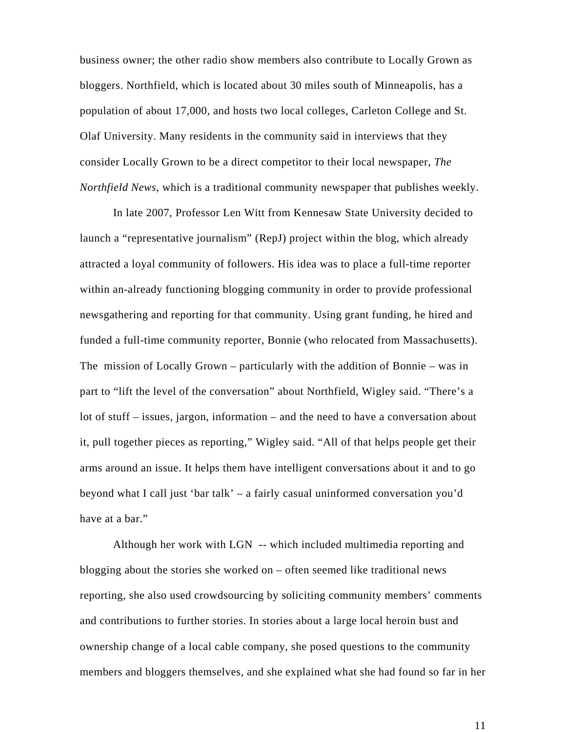business owner; the other radio show members also contribute to Locally Grown as bloggers. Northfield, which is located about 30 miles south of Minneapolis, has a population of about 17,000, and hosts two local colleges, Carleton College and St. Olaf University. Many residents in the community said in interviews that they consider Locally Grown to be a direct competitor to their local newspaper, *The Northfield News*, which is a traditional community newspaper that publishes weekly.

In late 2007, Professor Len Witt from Kennesaw State University decided to launch a "representative journalism" (RepJ) project within the blog, which already attracted a loyal community of followers. His idea was to place a full-time reporter within an-already functioning blogging community in order to provide professional newsgathering and reporting for that community. Using grant funding, he hired and funded a full-time community reporter, Bonnie (who relocated from Massachusetts). The mission of Locally Grown – particularly with the addition of Bonnie – was in part to "lift the level of the conversation" about Northfield, Wigley said. "There's a lot of stuff – issues, jargon, information – and the need to have a conversation about it, pull together pieces as reporting," Wigley said. "All of that helps people get their arms around an issue. It helps them have intelligent conversations about it and to go beyond what I call just 'bar talk' – a fairly casual uninformed conversation you'd have at a bar."

Although her work with LGN -- which included multimedia reporting and blogging about the stories she worked on – often seemed like traditional news reporting, she also used crowdsourcing by soliciting community members' comments and contributions to further stories. In stories about a large local heroin bust and ownership change of a local cable company, she posed questions to the community members and bloggers themselves, and she explained what she had found so far in her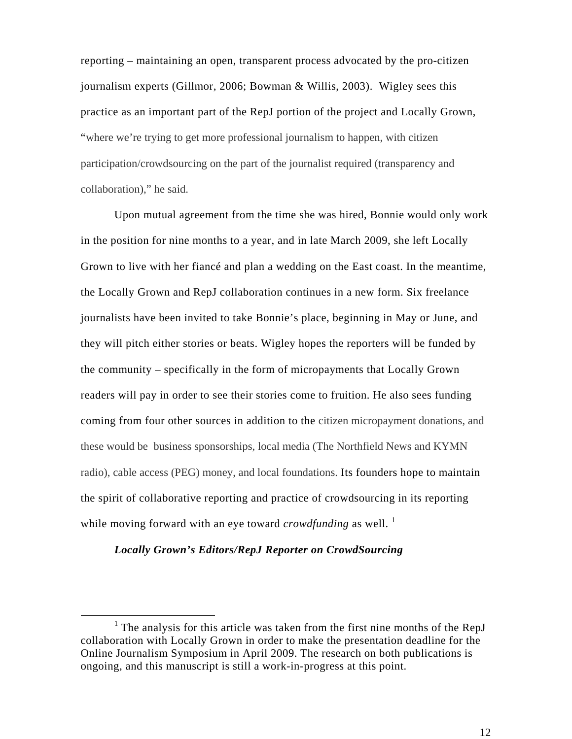reporting – maintaining an open, transparent process advocated by the pro-citizen journalism experts (Gillmor, 2006; Bowman & Willis, 2003). Wigley sees this practice as an important part of the RepJ portion of the project and Locally Grown, "where we're trying to get more professional journalism to happen, with citizen participation/crowdsourcing on the part of the journalist required (transparency and collaboration)," he said.

Upon mutual agreement from the time she was hired, Bonnie would only work in the position for nine months to a year, and in late March 2009, she left Locally Grown to live with her fiancé and plan a wedding on the East coast. In the meantime, the Locally Grown and RepJ collaboration continues in a new form. Six freelance journalists have been invited to take Bonnie's place, beginning in May or June, and they will pitch either stories or beats. Wigley hopes the reporters will be funded by the community – specifically in the form of micropayments that Locally Grown readers will pay in order to see their stories come to fruition. He also sees funding coming from four other sources in addition to the citizen micropayment donations, and these would be business sponsorships, local media (The Northfield News and KYMN radio), cable access (PEG) money, and local foundations. Its founders hope to maintain the spirit of collaborative reporting and practice of crowdsourcing in its reporting while moving forward with an eye toward *crowdfunding* as well. [1]

***Locally Grown's Editors/RepJ Reporter on CrowdSourcing***

[1] The analysis for this article was taken from the first nine months of the RepJ collaboration with Locally Grown in order to make the presentation deadline for the Online Journalism Symposium in April 2009. The research on both publications is ongoing, and this manuscript is still a work-in-progress at this point.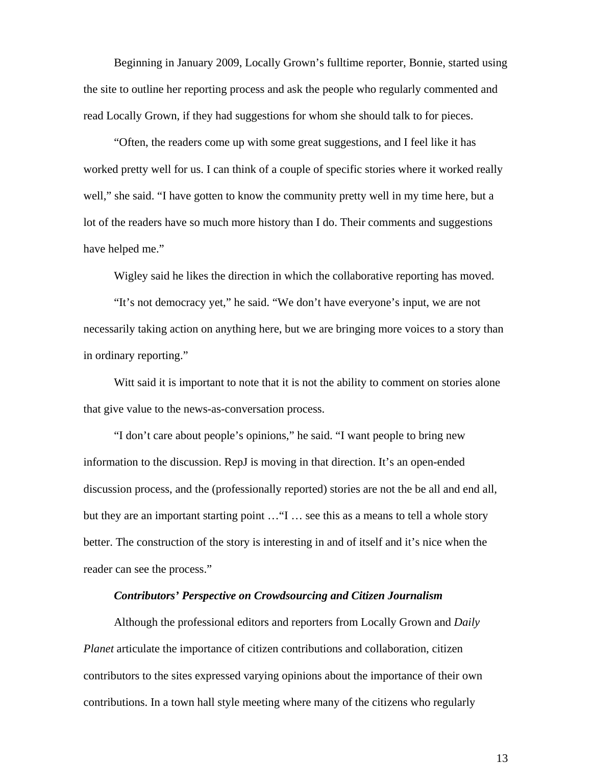Beginning in January 2009, Locally Grown's fulltime reporter, Bonnie, started using the site to outline her reporting process and ask the people who regularly commented and read Locally Grown, if they had suggestions for whom she should talk to for pieces.

"Often, the readers come up with some great suggestions, and I feel like it has worked pretty well for us. I can think of a couple of specific stories where it worked really well," she said. "I have gotten to know the community pretty well in my time here, but a lot of the readers have so much more history than I do. Their comments and suggestions have helped me."

Wigley said he likes the direction in which the collaborative reporting has moved.

"It's not democracy yet," he said. "We don't have everyone's input, we are not necessarily taking action on anything here, but we are bringing more voices to a story than in ordinary reporting."

Witt said it is important to note that it is not the ability to comment on stories alone that give value to the news-as-conversation process.

"I don't care about people's opinions," he said. "I want people to bring new information to the discussion. RepJ is moving in that direction. It's an open-ended discussion process, and the (professionally reported) stories are not the be all and end all, but they are an important starting point …"I … see this as a means to tell a whole story better. The construction of the story is interesting in and of itself and it's nice when the reader can see the process."

### *Contributors' Perspective on Crowdsourcing and Citizen Journalism*

Although the professional editors and reporters from Locally Grown and *Daily Planet* articulate the importance of citizen contributions and collaboration, citizen contributors to the sites expressed varying opinions about the importance of their own contributions. In a town hall style meeting where many of the citizens who regularly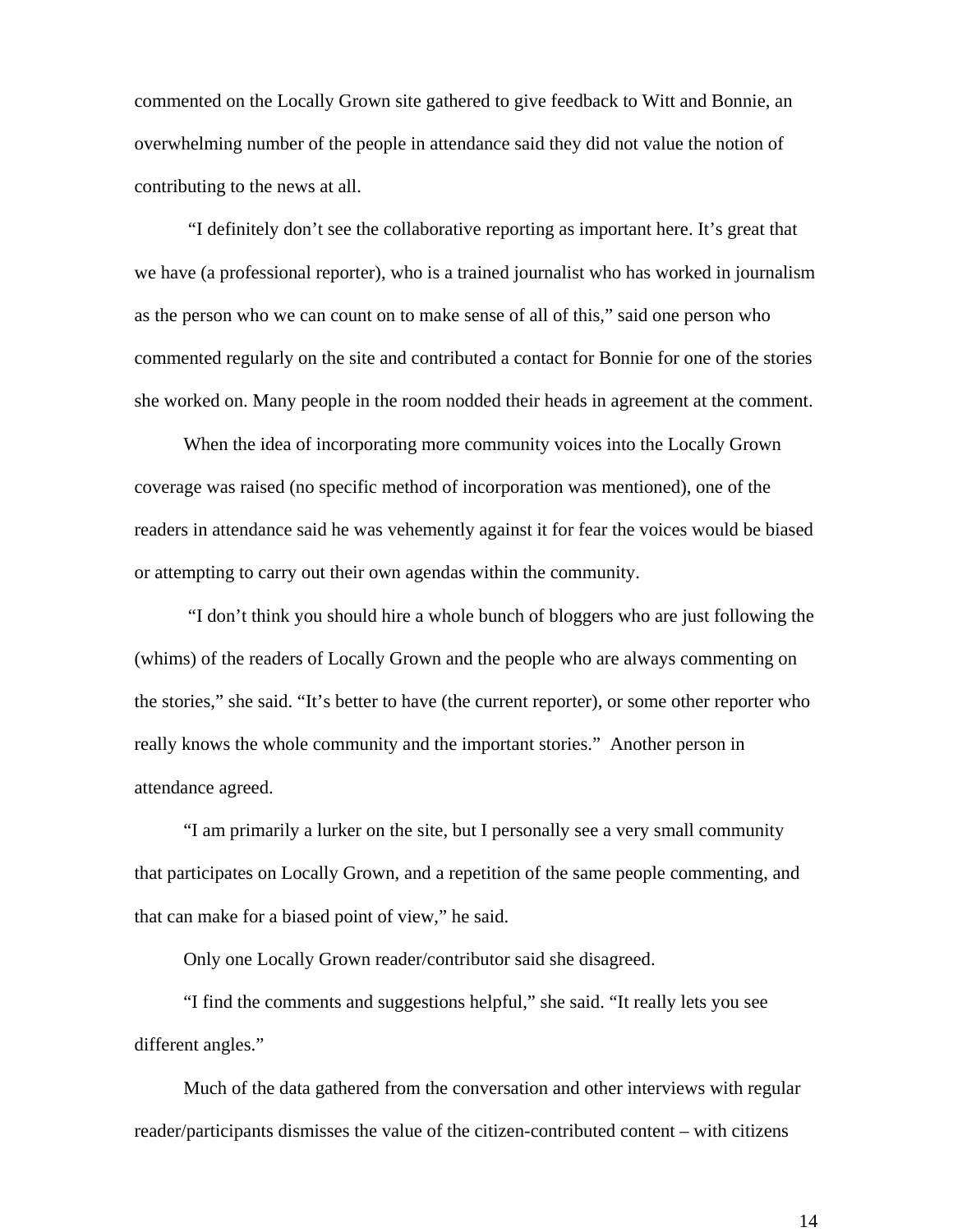commented on the Locally Grown site gathered to give feedback to Witt and Bonnie, an overwhelming number of the people in attendance said they did not value the notion of contributing to the news at all.

"I definitely don't see the collaborative reporting as important here. It's great that we have (a professional reporter), who is a trained journalist who has worked in journalism as the person who we can count on to make sense of all of this," said one person who commented regularly on the site and contributed a contact for Bonnie for one of the stories she worked on. Many people in the room nodded their heads in agreement at the comment.

When the idea of incorporating more community voices into the Locally Grown coverage was raised (no specific method of incorporation was mentioned), one of the readers in attendance said he was vehemently against it for fear the voices would be biased or attempting to carry out their own agendas within the community.

"I don't think you should hire a whole bunch of bloggers who are just following the (whims) of the readers of Locally Grown and the people who are always commenting on the stories," she said. "It's better to have (the current reporter), or some other reporter who really knows the whole community and the important stories." Another person in attendance agreed.

"I am primarily a lurker on the site, but I personally see a very small community that participates on Locally Grown, and a repetition of the same people commenting, and that can make for a biased point of view," he said.

Only one Locally Grown reader/contributor said she disagreed.

"I find the comments and suggestions helpful," she said. "It really lets you see different angles."

Much of the data gathered from the conversation and other interviews with regular reader/participants dismisses the value of the citizen-contributed content – with citizens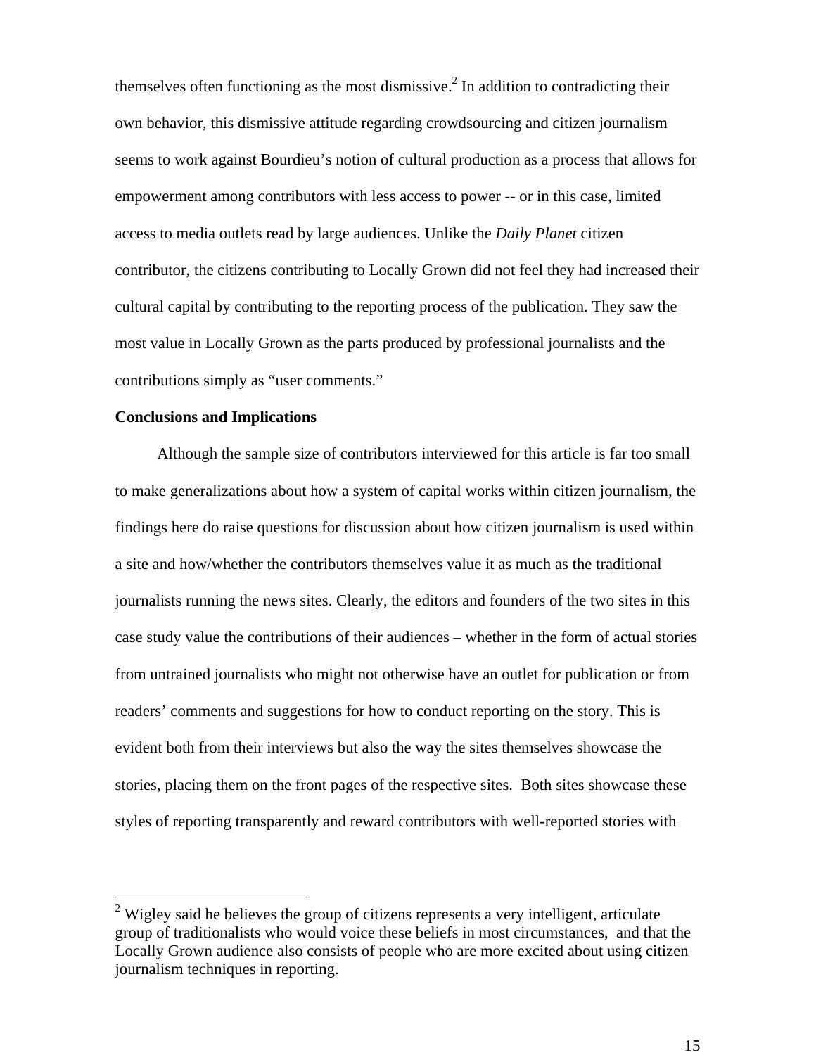themselves often functioning as the most dismissive.[2] In addition to contradicting their own behavior, this dismissive attitude regarding crowdsourcing and citizen journalism seems to work against Bourdieu's notion of cultural production as a process that allows for empowerment among contributors with less access to power -- or in this case, limited access to media outlets read by large audiences. Unlike the *Daily Planet* citizen contributor, the citizens contributing to Locally Grown did not feel they had increased their cultural capital by contributing to the reporting process of the publication. They saw the most value in Locally Grown as the parts produced by professional journalists and the contributions simply as "user comments."

**Conclusions and Implications**

Although the sample size of contributors interviewed for this article is far too small to make generalizations about how a system of capital works within citizen journalism, the findings here do raise questions for discussion about how citizen journalism is used within a site and how/whether the contributors themselves value it as much as the traditional journalists running the news sites. Clearly, the editors and founders of the two sites in this case study value the contributions of their audiences – whether in the form of actual stories from untrained journalists who might not otherwise have an outlet for publication or from readers' comments and suggestions for how to conduct reporting on the story. This is evident both from their interviews but also the way the sites themselves showcase the stories, placing them on the front pages of the respective sites. Both sites showcase these styles of reporting transparently and reward contributors with well-reported stories with

---

[2] Wigley said he believes the group of citizens represents a very intelligent, articulate group of traditionalists who would voice these beliefs in most circumstances, and that the Locally Grown audience also consists of people who are more excited about using citizen journalism techniques in reporting.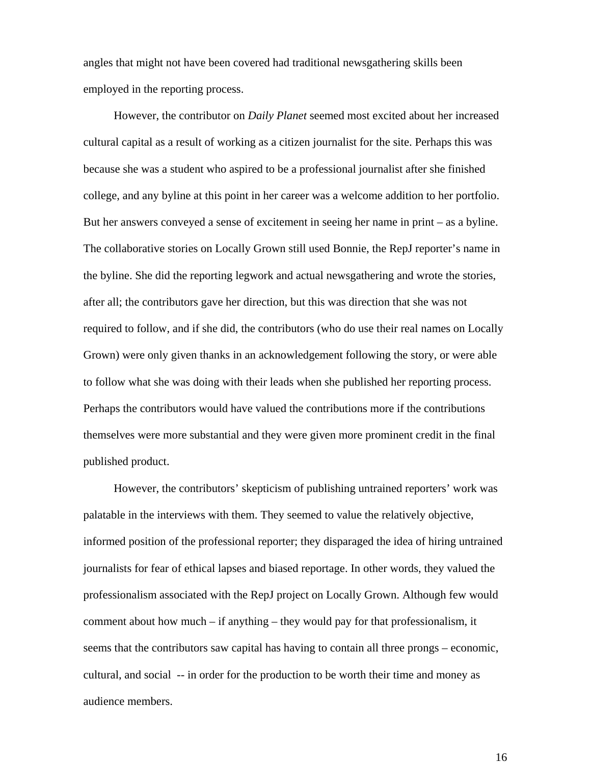angles that might not have been covered had traditional newsgathering skills been employed in the reporting process.

However, the contributor on *Daily Planet* seemed most excited about her increased cultural capital as a result of working as a citizen journalist for the site. Perhaps this was because she was a student who aspired to be a professional journalist after she finished college, and any byline at this point in her career was a welcome addition to her portfolio. But her answers conveyed a sense of excitement in seeing her name in print – as a byline. The collaborative stories on Locally Grown still used Bonnie, the RepJ reporter's name in the byline. She did the reporting legwork and actual newsgathering and wrote the stories, after all; the contributors gave her direction, but this was direction that she was not required to follow, and if she did, the contributors (who do use their real names on Locally Grown) were only given thanks in an acknowledgement following the story, or were able to follow what she was doing with their leads when she published her reporting process. Perhaps the contributors would have valued the contributions more if the contributions themselves were more substantial and they were given more prominent credit in the final published product.

However, the contributors' skepticism of publishing untrained reporters' work was palatable in the interviews with them. They seemed to value the relatively objective, informed position of the professional reporter; they disparaged the idea of hiring untrained journalists for fear of ethical lapses and biased reportage. In other words, they valued the professionalism associated with the RepJ project on Locally Grown. Although few would comment about how much – if anything – they would pay for that professionalism, it seems that the contributors saw capital has having to contain all three prongs – economic, cultural, and social -- in order for the production to be worth their time and money as audience members.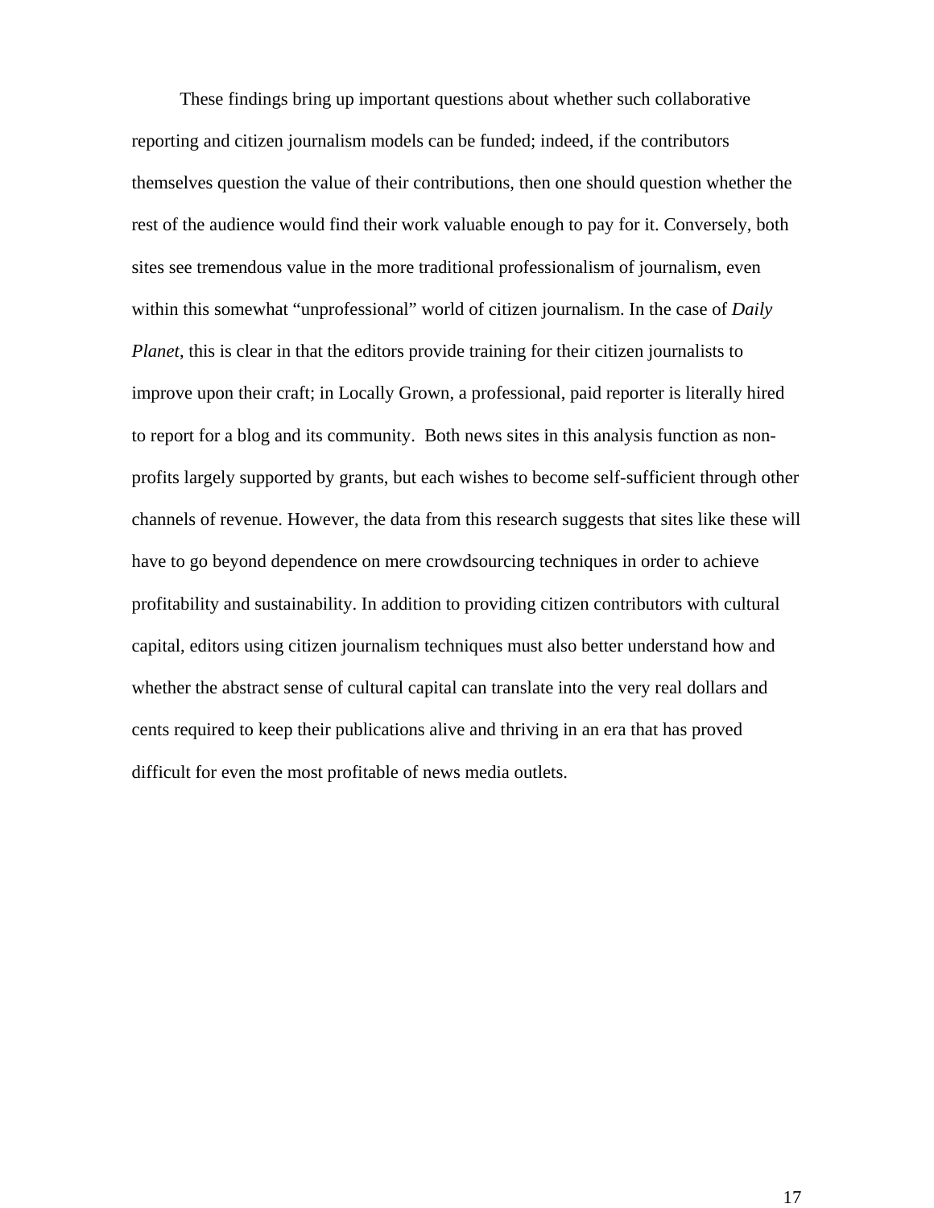These findings bring up important questions about whether such collaborative reporting and citizen journalism models can be funded; indeed, if the contributors themselves question the value of their contributions, then one should question whether the rest of the audience would find their work valuable enough to pay for it. Conversely, both sites see tremendous value in the more traditional professionalism of journalism, even within this somewhat "unprofessional" world of citizen journalism. In the case of *Daily Planet*, this is clear in that the editors provide training for their citizen journalists to improve upon their craft; in Locally Grown, a professional, paid reporter is literally hired to report for a blog and its community. Both news sites in this analysis function as non-profits largely supported by grants, but each wishes to become self-sufficient through other channels of revenue. However, the data from this research suggests that sites like these will have to go beyond dependence on mere crowdsourcing techniques in order to achieve profitability and sustainability. In addition to providing citizen contributors with cultural capital, editors using citizen journalism techniques must also better understand how and whether the abstract sense of cultural capital can translate into the very real dollars and cents required to keep their publications alive and thriving in an era that has proved difficult for even the most profitable of news media outlets.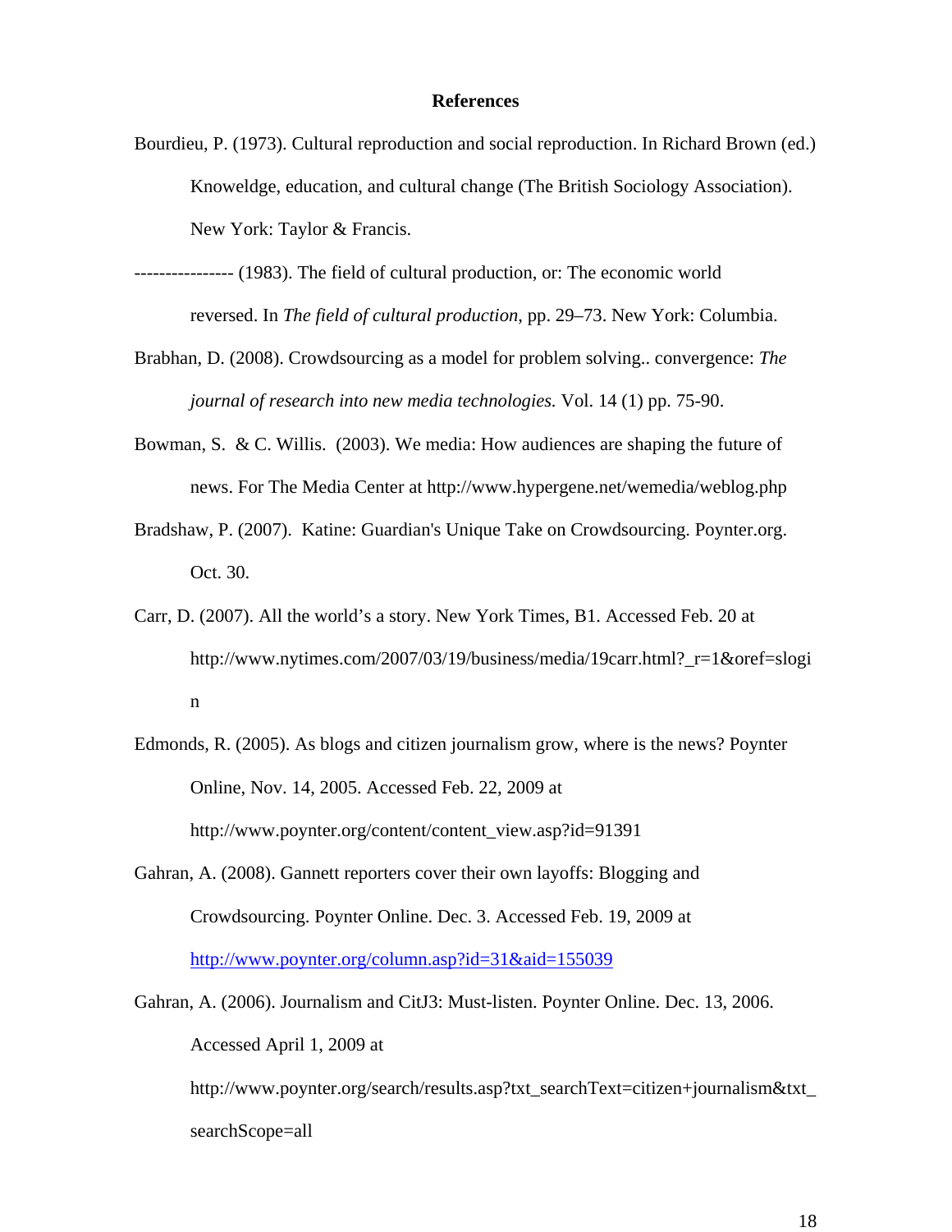# References

Bourdieu, P. (1973). Cultural reproduction and social reproduction. In Richard Brown (ed.) Knoweldge, education, and cultural change (The British Sociology Association). New York: Taylor & Francis.

---------------- (1983). The field of cultural production, or: The economic world reversed. In *The field of cultural production*, pp. 29–73. New York: Columbia.

Brabhan, D. (2008). Crowdsourcing as a model for problem solving.. convergence: *The journal of research into new media technologies*. Vol. 14 (1) pp. 75-90.

Bowman, S. & C. Willis. (2003). We media: How audiences are shaping the future of news. For The Media Center at http://www.hypergene.net/wemedia/weblog.php

Bradshaw, P. (2007). Katine: Guardian's Unique Take on Crowdsourcing. Poynter.org. Oct. 30.

Carr, D. (2007). All the world's a story. New York Times, B1. Accessed Feb. 20 at http://www.nytimes.com/2007/03/19/business/media/19carr.html?_r=1&oref=slogin

Edmonds, R. (2005). As blogs and citizen journalism grow, where is the news? Poynter Online, Nov. 14, 2005. Accessed Feb. 22, 2009 at http://www.poynter.org/content/content_view.asp?id=91391

Gahran, A. (2008). Gannett reporters cover their own layoffs: Blogging and Crowdsourcing. Poynter Online. Dec. 3. Accessed Feb. 19, 2009 at http://www.poynter.org/column.asp?id=31&aid=155039

Gahran, A. (2006). Journalism and CitJ3: Must-listen. Poynter Online. Dec. 13, 2006. Accessed April 1, 2009 at http://www.poynter.org/search/results.asp?txt_searchText=citizen+journalism&txt_searchScope=all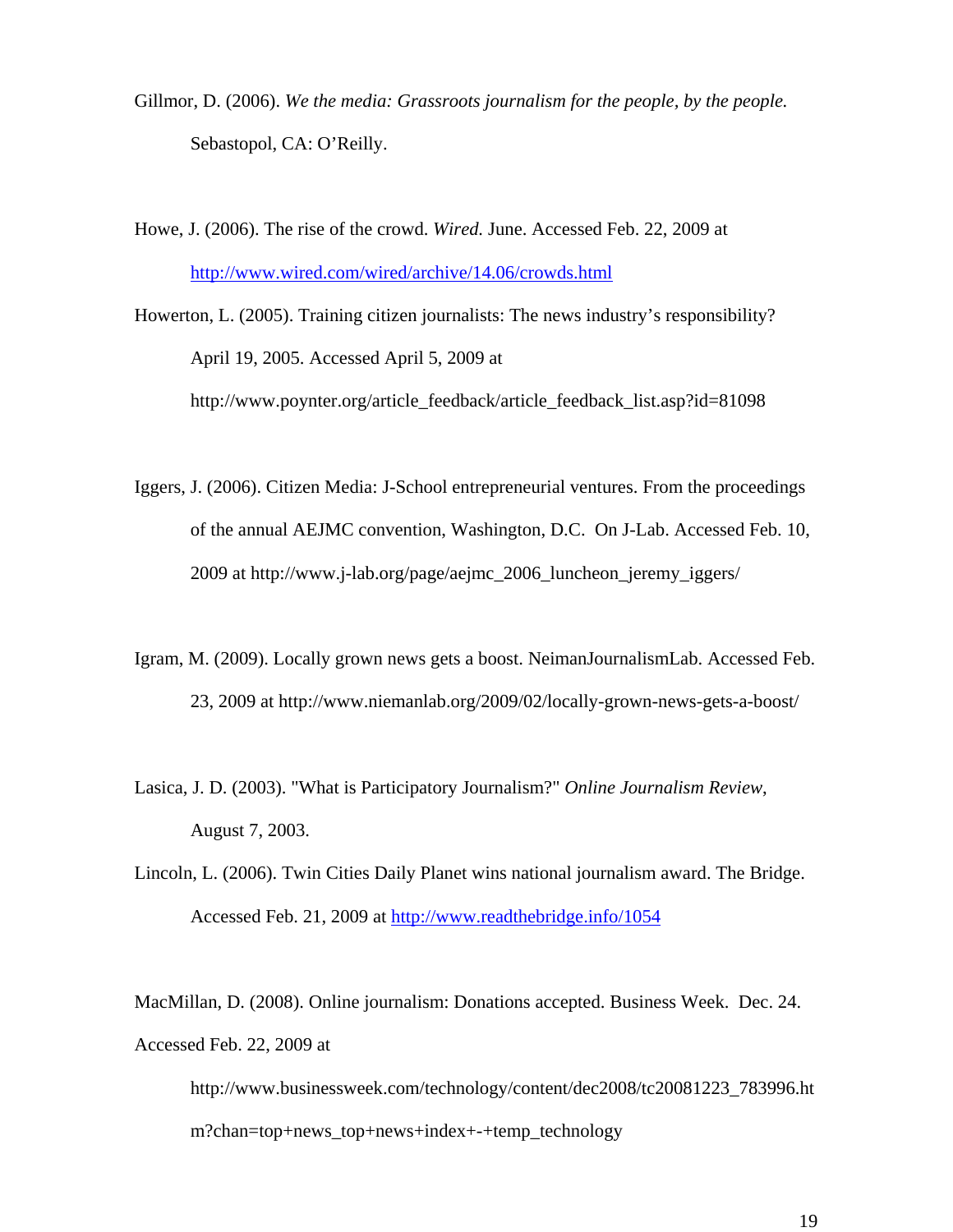Gillmor, D. (2006). *We the media: Grassroots journalism for the people, by the people.* Sebastopol, CA: O'Reilly.

Howe, J. (2006). The rise of the crowd. *Wired.* June. Accessed Feb. 22, 2009 at http://www.wired.com/wired/archive/14.06/crowds.html

Howerton, L. (2005). Training citizen journalists: The news industry's responsibility? April 19, 2005. Accessed April 5, 2009 at http://www.poynter.org/article_feedback/article_feedback_list.asp?id=81098

Iggers, J. (2006). Citizen Media: J-School entrepreneurial ventures. From the proceedings of the annual AEJMC convention, Washington, D.C. On J-Lab. Accessed Feb. 10, 2009 at http://www.j-lab.org/page/aejmc_2006_luncheon_jeremy_iggers/

Igram, M. (2009). Locally grown news gets a boost. NeimanJournalismLab. Accessed Feb. 23, 2009 at http://www.niemanlab.org/2009/02/locally-grown-news-gets-a-boost/

Lasica, J. D. (2003). "What is Participatory Journalism?" *Online Journalism Review*, August 7, 2003.

Lincoln, L. (2006). Twin Cities Daily Planet wins national journalism award. The Bridge. Accessed Feb. 21, 2009 at http://www.readthebridge.info/1054

MacMillan, D. (2008). Online journalism: Donations accepted. Business Week. Dec. 24. Accessed Feb. 22, 2009 at http://www.businessweek.com/technology/content/dec2008/tc20081223_783996.htm?chan=top+news_top+news+index+-+temp_technology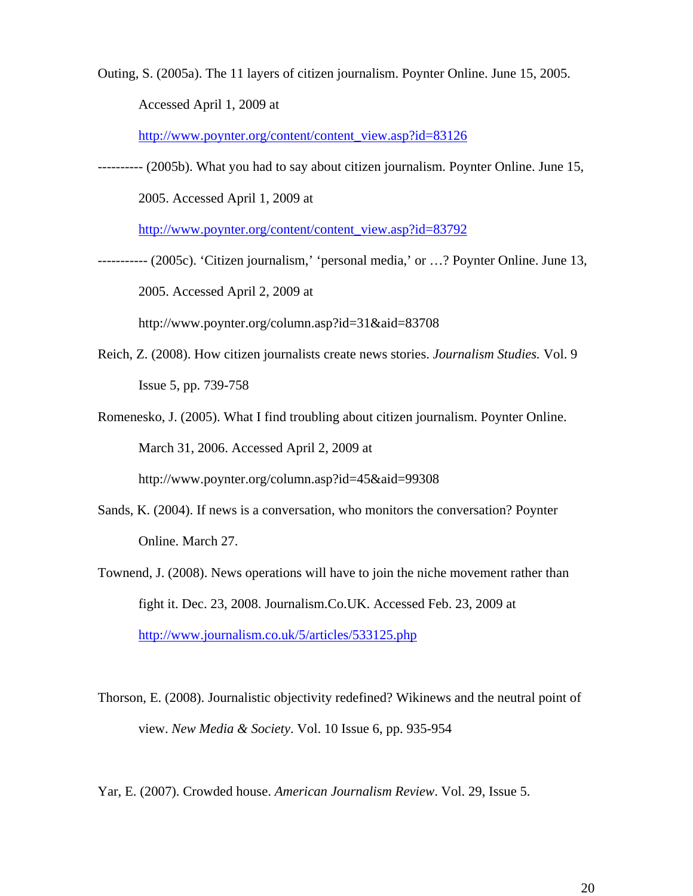Outing, S. (2005a). The 11 layers of citizen journalism. Poynter Online. June 15, 2005. Accessed April 1, 2009 at http://www.poynter.org/content/content_view.asp?id=83126

---------- (2005b). What you had to say about citizen journalism. Poynter Online. June 15, 2005. Accessed April 1, 2009 at http://www.poynter.org/content/content_view.asp?id=83792

----------- (2005c). 'Citizen journalism,' 'personal media,' or …? Poynter Online. June 13, 2005. Accessed April 2, 2009 at http://www.poynter.org/column.asp?id=31&aid=83708

Reich, Z. (2008). How citizen journalists create news stories. *Journalism Studies.* Vol. 9 Issue 5, pp. 739-758

Romenesko, J. (2005). What I find troubling about citizen journalism. Poynter Online. March 31, 2006. Accessed April 2, 2009 at http://www.poynter.org/column.asp?id=45&aid=99308

Sands, K. (2004). If news is a conversation, who monitors the conversation? Poynter Online. March 27.

Townend, J. (2008). News operations will have to join the niche movement rather than fight it. Dec. 23, 2008. Journalism.Co.UK. Accessed Feb. 23, 2009 at http://www.journalism.co.uk/5/articles/533125.php

Thorson, E. (2008). Journalistic objectivity redefined? Wikinews and the neutral point of view. *New Media & Society*. Vol. 10 Issue 6, pp. 935-954

Yar, E. (2007). Crowded house. *American Journalism Review*. Vol. 29, Issue 5.